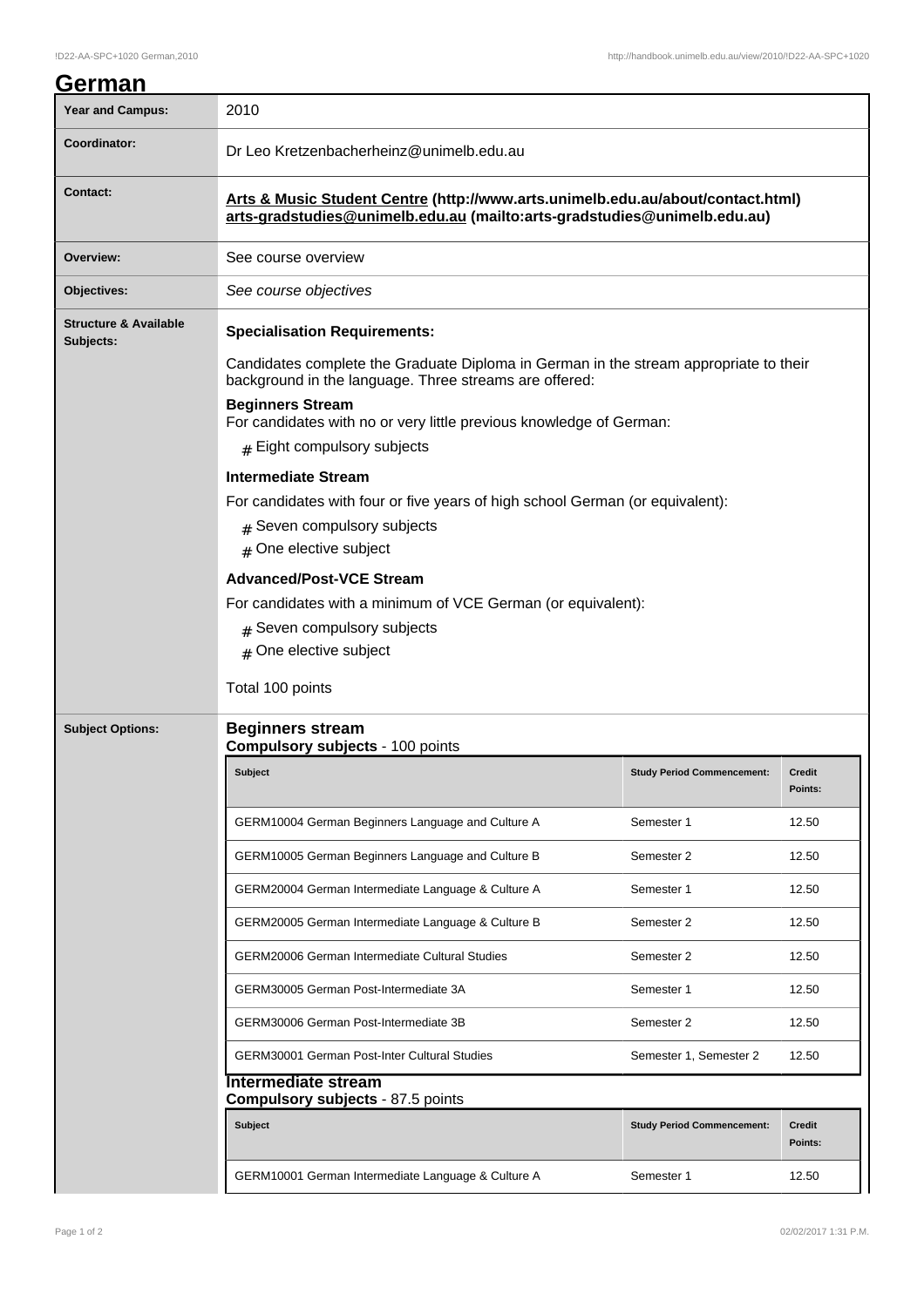# German

| Year and Campus: | 2010 |
| --- | --- |
| Coordinator: | Dr Leo Kretzenbacherheinz@unimelb.edu.au |
| Contact: | **Arts & Music Student Centre (http://www.arts.unimelb.edu.au/about/contact.html) arts-gradstudies@unimelb.edu.au (mailto:arts-gradstudies@unimelb.edu.au)** |
| Overview: | See course overview |
| Objectives: | *See course objectives* |
| Structure & Available Subjects: | **Specialisation Requirements:**<br><br>Candidates complete the Graduate Diploma in German in the stream appropriate to their background in the language. Three streams are offered:<br><br>**Beginners Stream**<br>For candidates with no or very little previous knowledge of German:<br><br># Eight compulsory subjects<br><br>**Intermediate Stream**<br>For candidates with four or five years of high school German (or equivalent):<br><br># Seven compulsory subjects<br># One elective subject<br><br>**Advanced/Post-VCE Stream**<br>For candidates with a minimum of VCE German (or equivalent):<br><br># Seven compulsory subjects<br># One elective subject<br><br>Total 100 points |

## Subject Options:

### Beginners stream

**Compulsory subjects** - 100 points

| Subject | Study Period Commencement: | Credit Points: |
| --- | --- | --- |
| GERM10004 German Beginners Language and Culture A | Semester 1 | 12.50 |
| GERM10005 German Beginners Language and Culture B | Semester 2 | 12.50 |
| GERM20004 German Intermediate Language & Culture A | Semester 1 | 12.50 |
| GERM20005 German Intermediate Language & Culture B | Semester 2 | 12.50 |
| GERM20006 German Intermediate Cultural Studies | Semester 2 | 12.50 |
| GERM30005 German Post-Intermediate 3A | Semester 1 | 12.50 |
| GERM30006 German Post-Intermediate 3B | Semester 2 | 12.50 |
| GERM30001 German Post-Inter Cultural Studies | Semester 1, Semester 2 | 12.50 |

### Intermediate stream

**Compulsory subjects** - 87.5 points

| Subject | Study Period Commencement: | Credit Points: |
| --- | --- | --- |
| GERM10001 German Intermediate Language & Culture A | Semester 1 | 12.50 |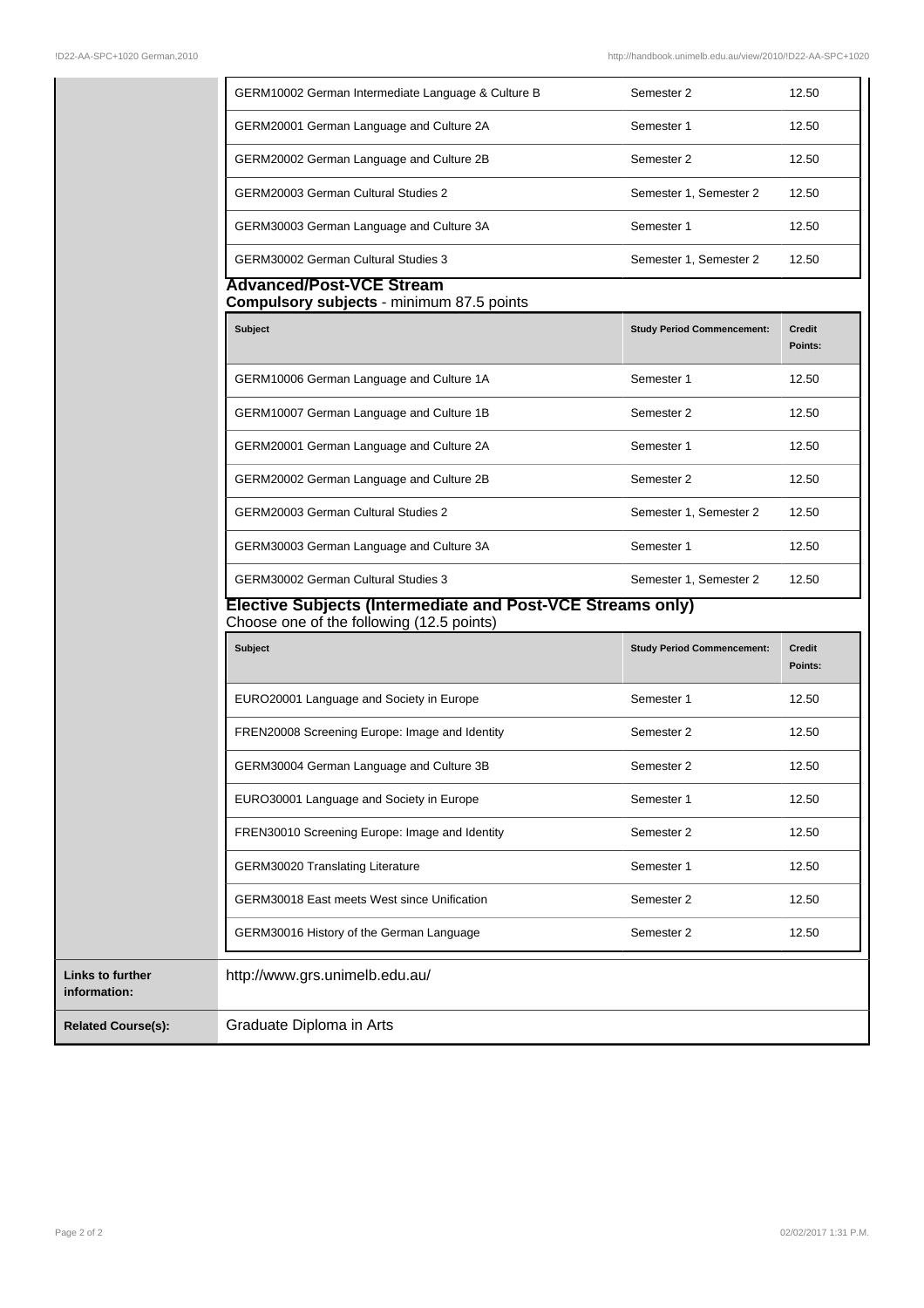| | | |
|---|---|---|
| GERM10002 German Intermediate Language & Culture B | Semester 2 | 12.50 |
| GERM20001 German Language and Culture 2A | Semester 1 | 12.50 |
| GERM20002 German Language and Culture 2B | Semester 2 | 12.50 |
| GERM20003 German Cultural Studies 2 | Semester 1, Semester 2 | 12.50 |
| GERM30003 German Language and Culture 3A | Semester 1 | 12.50 |
| GERM30002 German Cultural Studies 3 | Semester 1, Semester 2 | 12.50 |

**Advanced/Post-VCE Stream**

**Compulsory subjects** - minimum 87.5 points

| Subject | Study Period Commencement: | Credit Points: |
|---|---|---|
| GERM10006 German Language and Culture 1A | Semester 1 | 12.50 |
| GERM10007 German Language and Culture 1B | Semester 2 | 12.50 |
| GERM20001 German Language and Culture 2A | Semester 1 | 12.50 |
| GERM20002 German Language and Culture 2B | Semester 2 | 12.50 |
| GERM20003 German Cultural Studies 2 | Semester 1, Semester 2 | 12.50 |
| GERM30003 German Language and Culture 3A | Semester 1 | 12.50 |
| GERM30002 German Cultural Studies 3 | Semester 1, Semester 2 | 12.50 |

**Elective Subjects (Intermediate and Post-VCE Streams only)**

Choose one of the following (12.5 points)

| Subject | Study Period Commencement: | Credit Points: |
|---|---|---|
| EURO20001 Language and Society in Europe | Semester 1 | 12.50 |
| FREN20008 Screening Europe: Image and Identity | Semester 2 | 12.50 |
| GERM30004 German Language and Culture 3B | Semester 2 | 12.50 |
| EURO30001 Language and Society in Europe | Semester 1 | 12.50 |
| FREN30010 Screening Europe: Image and Identity | Semester 2 | 12.50 |
| GERM30020 Translating Literature | Semester 1 | 12.50 |
| GERM30018 East meets West since Unification | Semester 2 | 12.50 |
| GERM30016 History of the German Language | Semester 2 | 12.50 |

| | |
|---|---|
| **Links to further information:** | http://www.grs.unimelb.edu.au/ |
| **Related Course(s):** | Graduate Diploma in Arts |